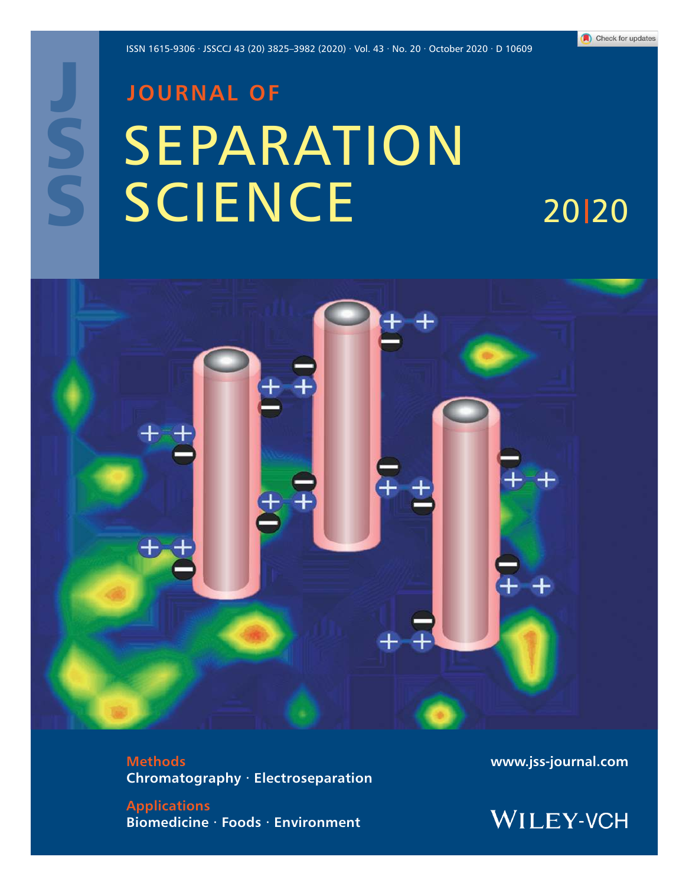ISSN 1615-9306 · JSSCCJ 43 (20) 3825–3982 (2020) · Vol. 43 · No. 20 · October 2020 · D 10609

# JOURNAL OF SEPARATION SCIENCE

20|20

**Methods**
Chromatography · Electroseparation

**Applications**
Biomedicine · Foods · Environment

www.jss-journal.com

WILEY-VCH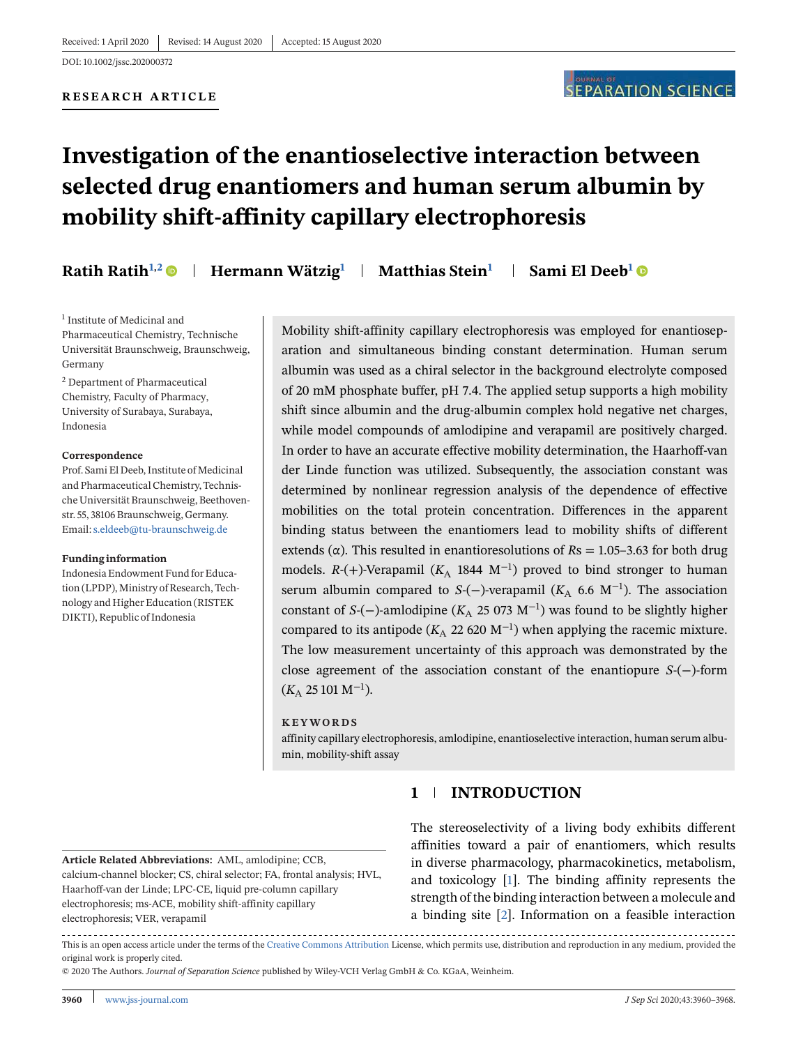Received: 1 April 2020 | Revised: 14 August 2020 | Accepted: 15 August 2020

DOI: 10.1002/jssc.202000372

**RESEARCH ARTICLE**

# Investigation of the enantioselective interaction between selected drug enantiomers and human serum albumin by mobility shift-affinity capillary electrophoresis

**Ratih Ratih**[1,2] | **Hermann Wätzig**[1] | **Matthias Stein**[1] | **Sami El Deeb**[1]

[1] Institute of Medicinal and Pharmaceutical Chemistry, Technische Universität Braunschweig, Braunschweig, Germany

[2] Department of Pharmaceutical Chemistry, Faculty of Pharmacy, University of Surabaya, Surabaya, Indonesia

**Correspondence**

Prof. Sami El Deeb, Institute of Medicinal and Pharmaceutical Chemistry, Technische Universität Braunschweig, Beethovenstr. 55, 38106 Braunschweig, Germany.
Email: s.eldeeb@tu-braunschweig.de

**Funding information**

Indonesia Endowment Fund for Education (LPDP), Ministry of Research, Technology and Higher Education (RISTEK DIKTI), Republic of Indonesia

Mobility shift-affinity capillary electrophoresis was employed for enantioseparation and simultaneous binding constant determination. Human serum albumin was used as a chiral selector in the background electrolyte composed of 20 mM phosphate buffer, pH 7.4. The applied setup supports a high mobility shift since albumin and the drug-albumin complex hold negative net charges, while model compounds of amlodipine and verapamil are positively charged. In order to have an accurate effective mobility determination, the Haarhoff-van der Linde function was utilized. Subsequently, the association constant was determined by nonlinear regression analysis of the dependence of effective mobilities on the total protein concentration. Differences in the apparent binding status between the enantiomers lead to mobility shifts of different extends (α). This resulted in enantioresolutions of *R*s = 1.05–3.63 for both drug models. *R*-(+)-Verapamil ($K_A$ 1844 $M^{-1}$) proved to bind stronger to human serum albumin compared to *S*-(−)-verapamil ($K_A$ 6.6 $M^{-1}$). The association constant of *S*-(−)-amlodipine ($K_A$ 25 073 $M^{-1}$) was found to be slightly higher compared to its antipode ($K_A$ 22 620 $M^{-1}$) when applying the racemic mixture. The low measurement uncertainty of this approach was demonstrated by the close agreement of the association constant of the enantiopure *S*-(−)-form ($K_A$ 25 101 $M^{-1}$).

**KEYWORDS**

affinity capillary electrophoresis, amlodipine, enantioselective interaction, human serum albumin, mobility-shift assay

## 1 | INTRODUCTION

The stereoselectivity of a living body exhibits different affinities toward a pair of enantiomers, which results in diverse pharmacology, pharmacokinetics, metabolism, and toxicology [1]. The binding affinity represents the strength of the binding interaction between a molecule and a binding site [2]. Information on a feasible interaction

**Article Related Abbreviations:** AML, amlodipine; CCB, calcium-channel blocker; CS, chiral selector; FA, frontal analysis; HVL, Haarhoff-van der Linde; LPC-CE, liquid pre-column capillary electrophoresis; ms-ACE, mobility shift-affinity capillary electrophoresis; VER, verapamil

This is an open access article under the terms of the Creative Commons Attribution License, which permits use, distribution and reproduction in any medium, provided the original work is properly cited.

© 2020 The Authors. *Journal of Separation Science* published by Wiley-VCH Verlag GmbH & Co. KGaA, Weinheim.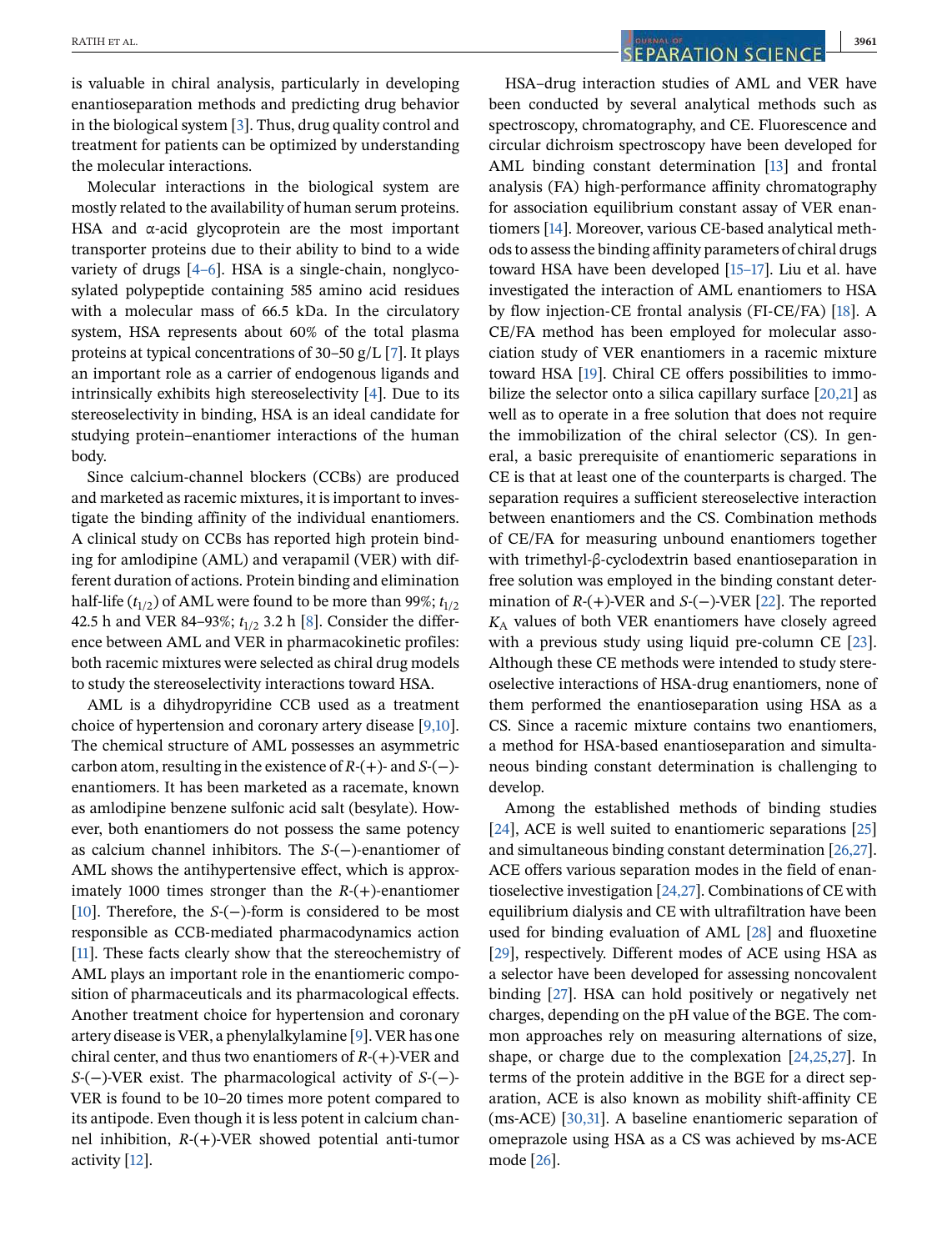is valuable in chiral analysis, particularly in developing enantioseparation methods and predicting drug behavior in the biological system [3]. Thus, drug quality control and treatment for patients can be optimized by understanding the molecular interactions.

Molecular interactions in the biological system are mostly related to the availability of human serum proteins. HSA and α-acid glycoprotein are the most important transporter proteins due to their ability to bind to a wide variety of drugs [4–6]. HSA is a single-chain, nonglycosylated polypeptide containing 585 amino acid residues with a molecular mass of 66.5 kDa. In the circulatory system, HSA represents about 60% of the total plasma proteins at typical concentrations of 30–50 g/L [7]. It plays an important role as a carrier of endogenous ligands and intrinsically exhibits high stereoselectivity [4]. Due to its stereoselectivity in binding, HSA is an ideal candidate for studying protein–enantiomer interactions of the human body.

Since calcium-channel blockers (CCBs) are produced and marketed as racemic mixtures, it is important to investigate the binding affinity of the individual enantiomers. A clinical study on CCBs has reported high protein binding for amlodipine (AML) and verapamil (VER) with different duration of actions. Protein binding and elimination half-life ($t_{1/2}$) of AML were found to be more than 99%; $t_{1/2}$ 42.5 h and VER 84–93%; $t_{1/2}$ 3.2 h [8]. Consider the difference between AML and VER in pharmacokinetic profiles: both racemic mixtures were selected as chiral drug models to study the stereoselectivity interactions toward HSA.

AML is a dihydropyridine CCB used as a treatment choice of hypertension and coronary artery disease [9,10]. The chemical structure of AML possesses an asymmetric carbon atom, resulting in the existence of *R*-(+)- and *S*-(−)-enantiomers. It has been marketed as a racemate, known as amlodipine benzene sulfonic acid salt (besylate). However, both enantiomers do not possess the same potency as calcium channel inhibitors. The *S*-(−)-enantiomer of AML shows the antihypertensive effect, which is approximately 1000 times stronger than the *R*-(+)-enantiomer [10]. Therefore, the *S*-(−)-form is considered to be most responsible as CCB-mediated pharmacodynamics action [11]. These facts clearly show that the stereochemistry of AML plays an important role in the enantiomeric composition of pharmaceuticals and its pharmacological effects. Another treatment choice for hypertension and coronary artery disease is VER, a phenylalkylamine [9]. VER has one chiral center, and thus two enantiomers of *R*-(+)-VER and *S*-(−)-VER exist. The pharmacological activity of *S*-(−)-VER is found to be 10–20 times more potent compared to its antipode. Even though it is less potent in calcium channel inhibition, *R*-(+)-VER showed potential anti-tumor activity [12].

HSA–drug interaction studies of AML and VER have been conducted by several analytical methods such as spectroscopy, chromatography, and CE. Fluorescence and circular dichroism spectroscopy have been developed for AML binding constant determination [13] and frontal analysis (FA) high-performance affinity chromatography for association equilibrium constant assay of VER enantiomers [14]. Moreover, various CE-based analytical methods to assess the binding affinity parameters of chiral drugs toward HSA have been developed [15–17]. Liu et al. have investigated the interaction of AML enantiomers to HSA by flow injection-CE frontal analysis (FI-CE/FA) [18]. A CE/FA method has been employed for molecular association study of VER enantiomers in a racemic mixture toward HSA [19]. Chiral CE offers possibilities to immobilize the selector onto a silica capillary surface [20,21] as well as to operate in a free solution that does not require the immobilization of the chiral selector (CS). In general, a basic prerequisite of enantiomeric separations in CE is that at least one of the counterparts is charged. The separation requires a sufficient stereoselective interaction between enantiomers and the CS. Combination methods of CE/FA for measuring unbound enantiomers together with trimethyl-β-cyclodextrin based enantioseparation in free solution was employed in the binding constant determination of *R*-(+)-VER and *S*-(−)-VER [22]. The reported $K_A$ values of both VER enantiomers have closely agreed with a previous study using liquid pre-column CE [23]. Although these CE methods were intended to study stereoselective interactions of HSA-drug enantiomers, none of them performed the enantioseparation using HSA as a CS. Since a racemic mixture contains two enantiomers, a method for HSA-based enantioseparation and simultaneous binding constant determination is challenging to develop.

Among the established methods of binding studies [24], ACE is well suited to enantiomeric separations [25] and simultaneous binding constant determination [26,27]. ACE offers various separation modes in the field of enantioselective investigation [24,27]. Combinations of CE with equilibrium dialysis and CE with ultrafiltration have been used for binding evaluation of AML [28] and fluoxetine [29], respectively. Different modes of ACE using HSA as a selector have been developed for assessing noncovalent binding [27]. HSA can hold positively or negatively net charges, depending on the pH value of the BGE. The common approaches rely on measuring alternations of size, shape, or charge due to the complexation [24,25,27]. In terms of the protein additive in the BGE for a direct separation, ACE is also known as mobility shift-affinity CE (ms-ACE) [30,31]. A baseline enantiomeric separation of omeprazole using HSA as a CS was achieved by ms-ACE mode [26].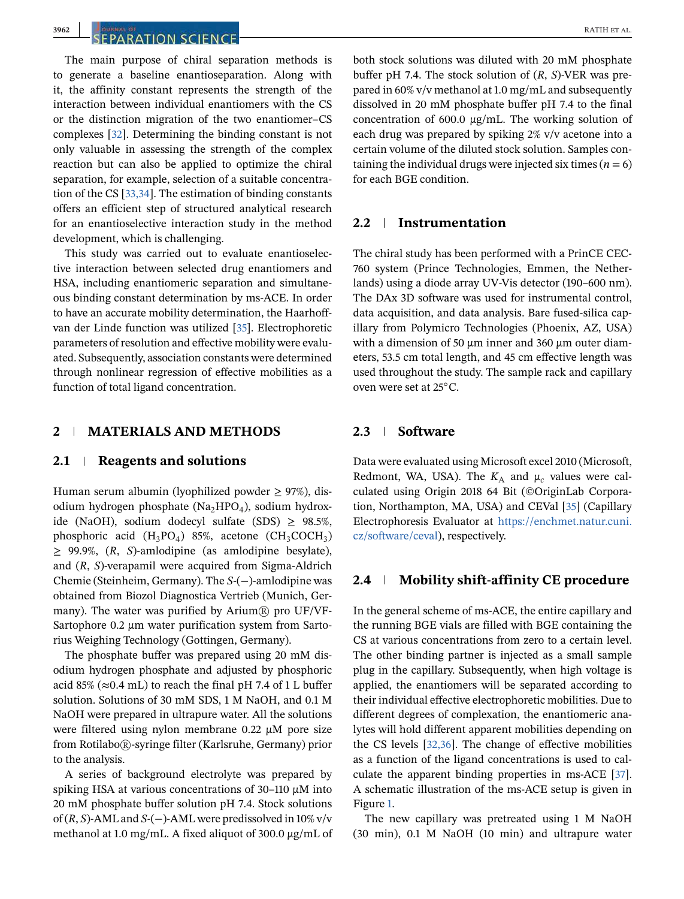The main purpose of chiral separation methods is to generate a baseline enantioseparation. Along with it, the affinity constant represents the strength of the interaction between individual enantiomers with the CS or the distinction migration of the two enantiomer–CS complexes [32]. Determining the binding constant is not only valuable in assessing the strength of the complex reaction but can also be applied to optimize the chiral separation, for example, selection of a suitable concentration of the CS [33,34]. The estimation of binding constants offers an efficient step of structured analytical research for an enantioselective interaction study in the method development, which is challenging.

This study was carried out to evaluate enantioselective interaction between selected drug enantiomers and HSA, including enantiomeric separation and simultaneous binding constant determination by ms-ACE. In order to have an accurate mobility determination, the Haarhoff-van der Linde function was utilized [35]. Electrophoretic parameters of resolution and effective mobility were evaluated. Subsequently, association constants were determined through nonlinear regression of effective mobilities as a function of total ligand concentration.

## 2 | MATERIALS AND METHODS

### 2.1 | Reagents and solutions

Human serum albumin (lyophilized powder ≥ 97%), disodium hydrogen phosphate ($Na_2HPO_4$), sodium hydroxide (NaOH), sodium dodecyl sulfate (SDS) ≥ 98.5%, phosphoric acid ($H_3PO_4$) 85%, acetone ($CH_3COCH_3$) ≥ 99.9%, (*R*, *S*)-amlodipine (as amlodipine besylate), and (*R*, *S*)-verapamil were acquired from Sigma-Aldrich Chemie (Steinheim, Germany). The *S*-(−)-amlodipine was obtained from Biozol Diagnostica Vertrieb (Munich, Germany). The water was purified by Arium® pro UF/VF-Sartophore 0.2 µm water purification system from Sartorius Weighing Technology (Gottingen, Germany).

The phosphate buffer was prepared using 20 mM disodium hydrogen phosphate and adjusted by phosphoric acid 85% (≈0.4 mL) to reach the final pH 7.4 of 1 L buffer solution. Solutions of 30 mM SDS, 1 M NaOH, and 0.1 M NaOH were prepared in ultrapure water. All the solutions were filtered using nylon membrane 0.22 µM pore size from Rotilabo®-syringe filter (Karlsruhe, Germany) prior to the analysis.

A series of background electrolyte was prepared by spiking HSA at various concentrations of 30–110 µM into 20 mM phosphate buffer solution pH 7.4. Stock solutions of (*R*, *S*)-AML and *S*-(−)-AML were predissolved in 10% v/v methanol at 1.0 mg/mL. A fixed aliquot of 300.0 µg/mL of both stock solutions was diluted with 20 mM phosphate buffer pH 7.4. The stock solution of (*R*, *S*)-VER was prepared in 60% v/v methanol at 1.0 mg/mL and subsequently dissolved in 20 mM phosphate buffer pH 7.4 to the final concentration of 600.0 µg/mL. The working solution of each drug was prepared by spiking 2% v/v acetone into a certain volume of the diluted stock solution. Samples containing the individual drugs were injected six times ($n = 6$) for each BGE condition.

### 2.2 | Instrumentation

The chiral study has been performed with a PrinCE CEC-760 system (Prince Technologies, Emmen, the Netherlands) using a diode array UV-Vis detector (190–600 nm). The DAx 3D software was used for instrumental control, data acquisition, and data analysis. Bare fused-silica capillary from Polymicro Technologies (Phoenix, AZ, USA) with a dimension of 50 µm inner and 360 µm outer diameters, 53.5 cm total length, and 45 cm effective length was used throughout the study. The sample rack and capillary oven were set at 25°C.

### 2.3 | Software

Data were evaluated using Microsoft excel 2010 (Microsoft, Redmont, WA, USA). The $K_A$ and $\mu_c$ values were calculated using Origin 2018 64 Bit (©OriginLab Corporation, Northampton, MA, USA) and CEVal [35] (Capillary Electrophoresis Evaluator at https://enchmet.natur.cuni.cz/software/ceval), respectively.

### 2.4 | Mobility shift-affinity CE procedure

In the general scheme of ms-ACE, the entire capillary and the running BGE vials are filled with BGE containing the CS at various concentrations from zero to a certain level. The other binding partner is injected as a small sample plug in the capillary. Subsequently, when high voltage is applied, the enantiomers will be separated according to their individual effective electrophoretic mobilities. Due to different degrees of complexation, the enantiomeric analytes will hold different apparent mobilities depending on the CS levels [32,36]. The change of effective mobilities as a function of the ligand concentrations is used to calculate the apparent binding properties in ms-ACE [37]. A schematic illustration of the ms-ACE setup is given in Figure 1.

The new capillary was pretreated using 1 M NaOH (30 min), 0.1 M NaOH (10 min) and ultrapure water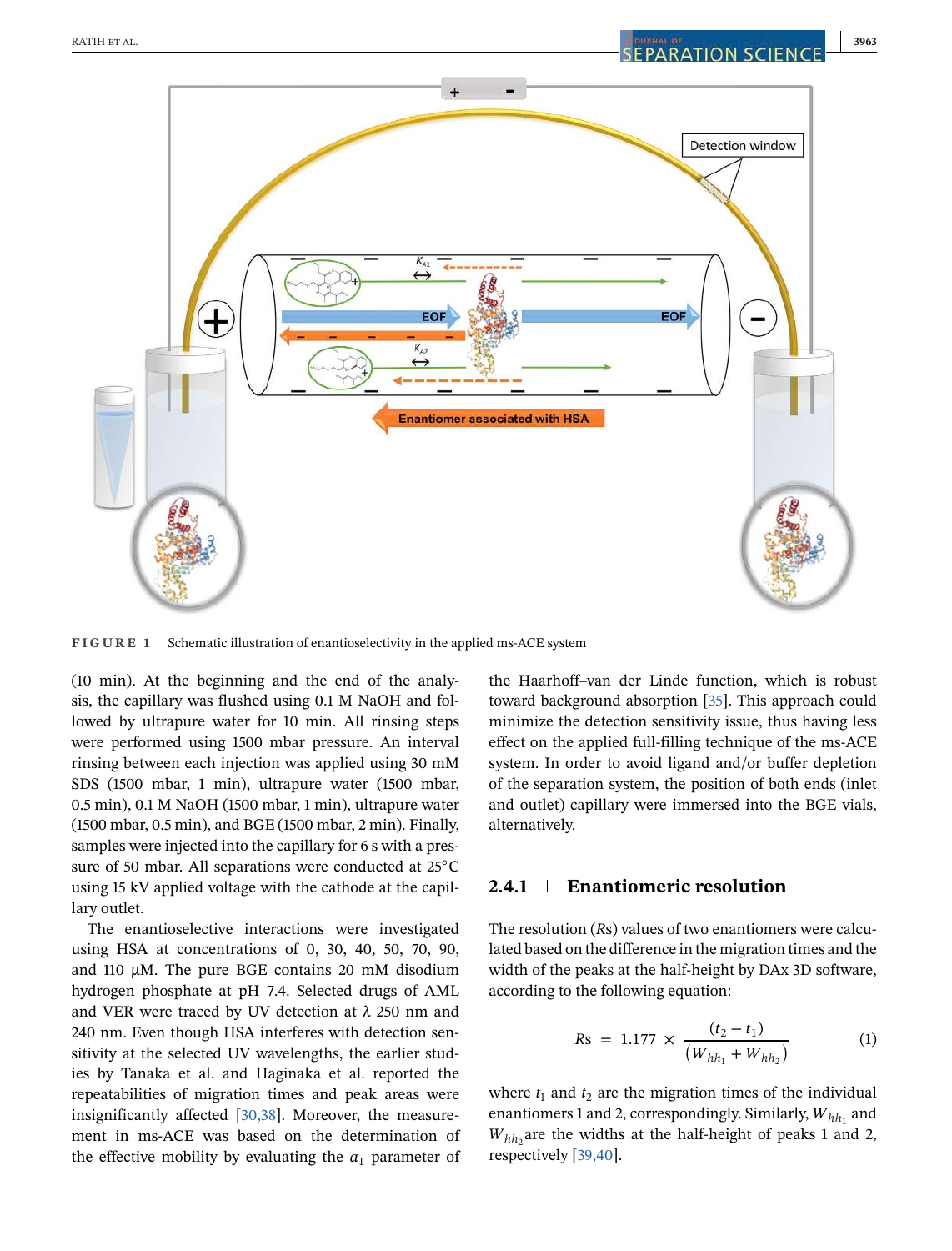**FIGURE 1** Schematic illustration of enantioselectivity in the applied ms-ACE system

(10 min). At the beginning and the end of the analysis, the capillary was flushed using 0.1 M NaOH and followed by ultrapure water for 10 min. All rinsing steps were performed using 1500 mbar pressure. An interval rinsing between each injection was applied using 30 mM SDS (1500 mbar, 1 min), ultrapure water (1500 mbar, 0.5 min), 0.1 M NaOH (1500 mbar, 1 min), ultrapure water (1500 mbar, 0.5 min), and BGE (1500 mbar, 2 min). Finally, samples were injected into the capillary for 6 s with a pressure of 50 mbar. All separations were conducted at 25°C using 15 kV applied voltage with the cathode at the capillary outlet.

The enantioselective interactions were investigated using HSA at concentrations of 0, 30, 40, 50, 70, 90, and 110 μM. The pure BGE contains 20 mM disodium hydrogen phosphate at pH 7.4. Selected drugs of AML and VER were traced by UV detection at λ 250 nm and 240 nm. Even though HSA interferes with detection sensitivity at the selected UV wavelengths, the earlier studies by Tanaka et al. and Haginaka et al. reported the repeatabilities of migration times and peak areas were insignificantly affected [30,38]. Moreover, the measurement in ms-ACE was based on the determination of the effective mobility by evaluating the $a_1$ parameter of the Haarhoff–van der Linde function, which is robust toward background absorption [35]. This approach could minimize the detection sensitivity issue, thus having less effect on the applied full-filling technique of the ms-ACE system. In order to avoid ligand and/or buffer depletion of the separation system, the position of both ends (inlet and outlet) capillary were immersed into the BGE vials, alternatively.

### 2.4.1 | Enantiomeric resolution

The resolution ($Rs$) values of two enantiomers were calculated based on the difference in the migration times and the width of the peaks at the half-height by DAx 3D software, according to the following equation:

$$Rs = 1.177 \times \frac{(t_2 - t_1)}{(W_{hh_1} + W_{hh_2})} \tag{1}$$

where $t_1$ and $t_2$ are the migration times of the individual enantiomers 1 and 2, correspondingly. Similarly, $W_{hh_1}$ and $W_{hh_2}$ are the widths at the half-height of peaks 1 and 2, respectively [39,40].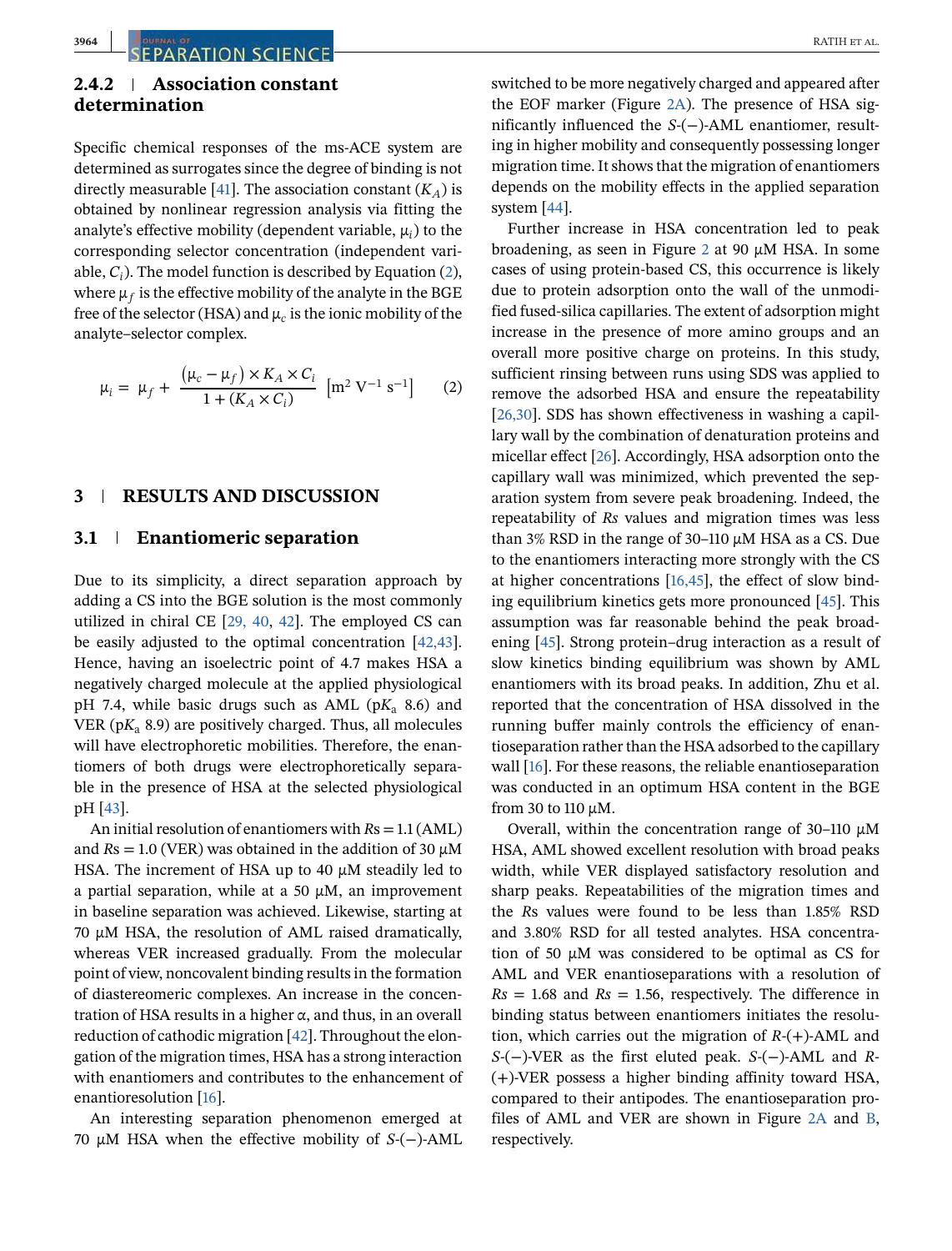### 2.4.2 | Association constant determination

Specific chemical responses of the ms-ACE system are determined as surrogates since the degree of binding is not directly measurable [41]. The association constant ($K_A$) is obtained by nonlinear regression analysis via fitting the analyte's effective mobility (dependent variable, $\mu_i$) to the corresponding selector concentration (independent variable, $C_i$). The model function is described by Equation (2), where $\mu_f$ is the effective mobility of the analyte in the BGE free of the selector (HSA) and $\mu_c$ is the ionic mobility of the analyte–selector complex.

$$\mu_i = \mu_f + \frac{(\mu_c - \mu_f) \times K_A \times C_i}{1 + (K_A \times C_i)} \ \left[\mathrm{m^2\ V^{-1}\ s^{-1}}\right] \quad (2)$$

## 3 | RESULTS AND DISCUSSION

### 3.1 | Enantiomeric separation

Due to its simplicity, a direct separation approach by adding a CS into the BGE solution is the most commonly utilized in chiral CE [29, 40, 42]. The employed CS can be easily adjusted to the optimal concentration [42,43]. Hence, having an isoelectric point of 4.7 makes HSA a negatively charged molecule at the applied physiological pH 7.4, while basic drugs such as AML (p$K_a$ 8.6) and VER (p$K_a$ 8.9) are positively charged. Thus, all molecules will have electrophoretic mobilities. Therefore, the enantiomers of both drugs were electrophoretically separable in the presence of HSA at the selected physiological pH [43].

An initial resolution of enantiomers with $Rs = 1.1$ (AML) and $Rs = 1.0$ (VER) was obtained in the addition of 30 μM HSA. The increment of HSA up to 40 μM steadily led to a partial separation, while at a 50 μM, an improvement in baseline separation was achieved. Likewise, starting at 70 μM HSA, the resolution of AML raised dramatically, whereas VER increased gradually. From the molecular point of view, noncovalent binding results in the formation of diastereomeric complexes. An increase in the concentration of HSA results in a higher α, and thus, in an overall reduction of cathodic migration [42]. Throughout the elongation of the migration times, HSA has a strong interaction with enantiomers and contributes to the enhancement of enantioresolution [16].

An interesting separation phenomenon emerged at 70 μM HSA when the effective mobility of *S*-(−)-AML switched to be more negatively charged and appeared after the EOF marker (Figure 2A). The presence of HSA significantly influenced the *S*-(−)-AML enantiomer, resulting in higher mobility and consequently possessing longer migration time. It shows that the migration of enantiomers depends on the mobility effects in the applied separation system [44].

Further increase in HSA concentration led to peak broadening, as seen in Figure 2 at 90 μM HSA. In some cases of using protein-based CS, this occurrence is likely due to protein adsorption onto the wall of the unmodified fused-silica capillaries. The extent of adsorption might increase in the presence of more amino groups and an overall more positive charge on proteins. In this study, sufficient rinsing between runs using SDS was applied to remove the adsorbed HSA and ensure the repeatability [26,30]. SDS has shown effectiveness in washing a capillary wall by the combination of denaturation proteins and micellar effect [26]. Accordingly, HSA adsorption onto the capillary wall was minimized, which prevented the separation system from severe peak broadening. Indeed, the repeatability of *Rs* values and migration times was less than 3% RSD in the range of 30–110 μM HSA as a CS. Due to the enantiomers interacting more strongly with the CS at higher concentrations [16,45], the effect of slow binding equilibrium kinetics gets more pronounced [45]. This assumption was far reasonable behind the peak broadening [45]. Strong protein–drug interaction as a result of slow kinetics binding equilibrium was shown by AML enantiomers with its broad peaks. In addition, Zhu et al. reported that the concentration of HSA dissolved in the running buffer mainly controls the efficiency of enantioseparation rather than the HSA adsorbed to the capillary wall [16]. For these reasons, the reliable enantioseparation was conducted in an optimum HSA content in the BGE from 30 to 110 μM.

Overall, within the concentration range of 30–110 μM HSA, AML showed excellent resolution with broad peaks width, while VER displayed satisfactory resolution and sharp peaks. Repeatabilities of the migration times and the *Rs* values were found to be less than 1.85% RSD and 3.80% RSD for all tested analytes. HSA concentration of 50 μM was considered to be optimal as CS for AML and VER enantioseparations with a resolution of $Rs = 1.68$ and $Rs = 1.56$, respectively. The difference in binding status between enantiomers initiates the resolution, which carries out the migration of *R*-(+)-AML and *S*-(−)-VER as the first eluted peak. *S*-(−)-AML and *R*-(+)-VER possess a higher binding affinity toward HSA, compared to their antipodes. The enantioseparation profiles of AML and VER are shown in Figure 2A and B, respectively.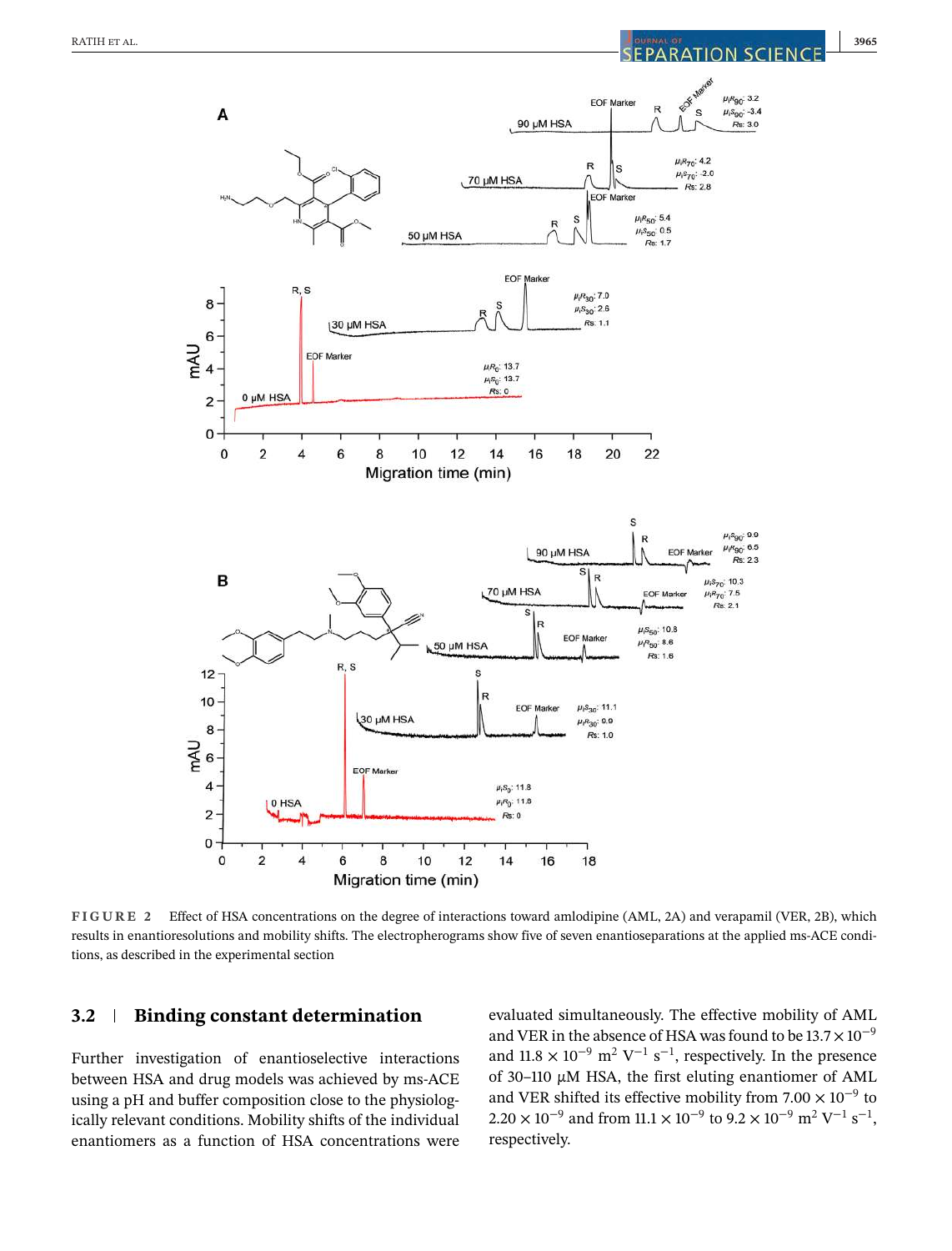**FIGURE 2** Effect of HSA concentrations on the degree of interactions toward amlodipine (AML, 2A) and verapamil (VER, 2B), which results in enantioresolutions and mobility shifts. The electropherograms show five of seven enantioseparations at the applied ms-ACE conditions, as described in the experimental section

## 3.2 | Binding constant determination

Further investigation of enantioselective interactions between HSA and drug models was achieved by ms-ACE using a pH and buffer composition close to the physiologically relevant conditions. Mobility shifts of the individual enantiomers as a function of HSA concentrations were evaluated simultaneously. The effective mobility of AML and VER in the absence of HSA was found to be $13.7 \times 10^{-9}$ and $11.8 \times 10^{-9}$ $m^2$ $V^{-1}$ $s^{-1}$, respectively. In the presence of 30–110 μM HSA, the first eluting enantiomer of AML and VER shifted its effective mobility from $7.00 \times 10^{-9}$ to $2.20 \times 10^{-9}$ and from $11.1 \times 10^{-9}$ to $9.2 \times 10^{-9}$ $m^2$ $V^{-1}$ $s^{-1}$, respectively.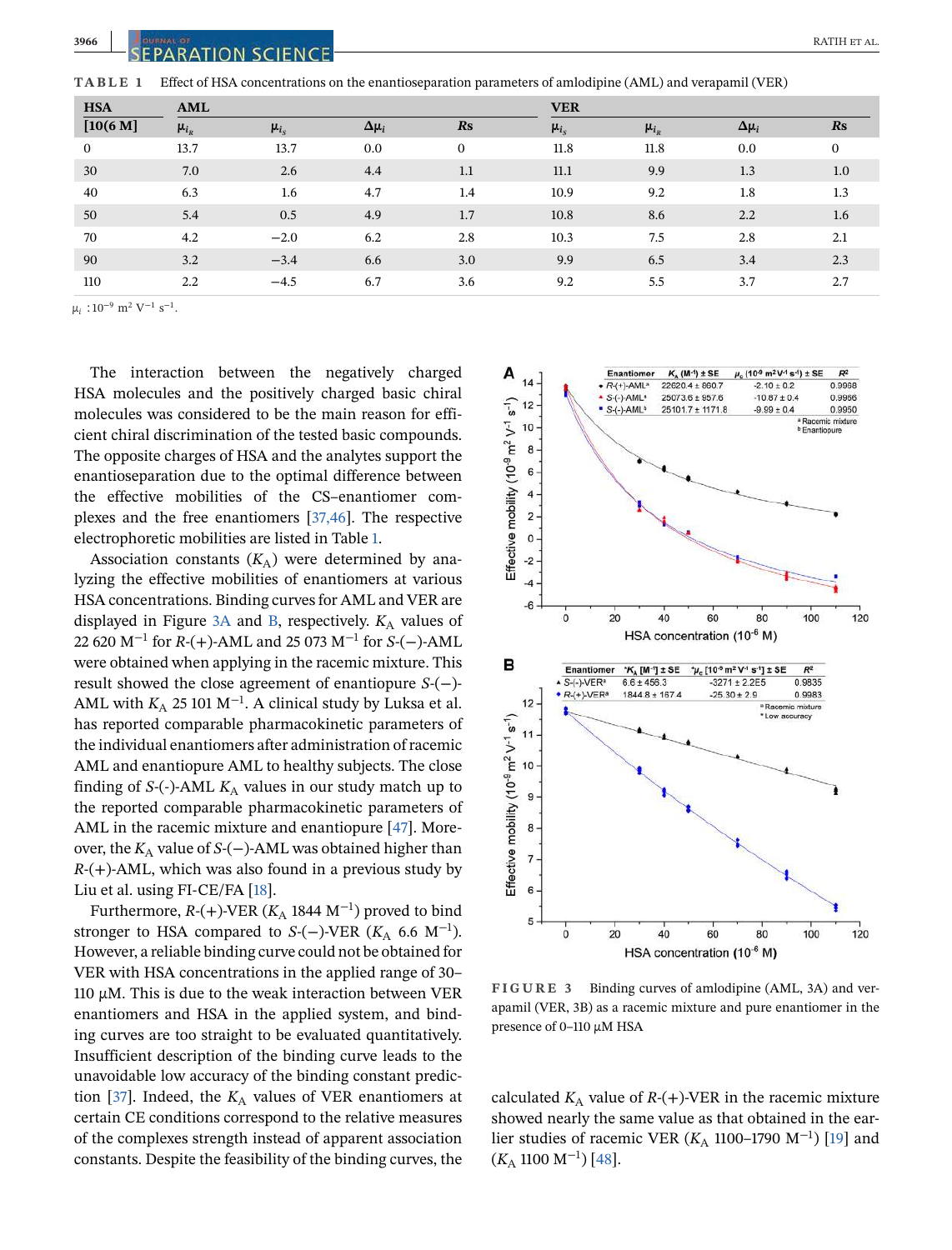**TABLE 1** Effect of HSA concentrations on the enantioseparation parameters of amlodipine (AML) and verapamil (VER)

| HSA | AML | | | | VER | | | |
|---|---|---|---|---|---|---|---|---|
| [10(6 M] | $\mu_{i_R}$ | $\mu_{i_S}$ | $\Delta\mu_i$ | *Rs* | $\mu_{i_S}$ | $\mu_{i_R}$ | $\Delta\mu_i$ | *Rs* |
| 0 | 13.7 | 13.7 | 0.0 | 0 | 11.8 | 11.8 | 0.0 | 0 |
| 30 | 7.0 | 2.6 | 4.4 | 1.1 | 11.1 | 9.9 | 1.3 | 1.0 |
| 40 | 6.3 | 1.6 | 4.7 | 1.4 | 10.9 | 9.2 | 1.8 | 1.3 |
| 50 | 5.4 | 0.5 | 4.9 | 1.7 | 10.8 | 8.6 | 2.2 | 1.6 |
| 70 | 4.2 | −2.0 | 6.2 | 2.8 | 10.3 | 7.5 | 2.8 | 2.1 |
| 90 | 3.2 | −3.4 | 6.6 | 3.0 | 9.9 | 6.5 | 3.4 | 2.3 |
| 110 | 2.2 | −4.5 | 6.7 | 3.6 | 9.2 | 5.5 | 3.7 | 2.7 |

$\mu_i$ :$10^{-9}$ m$^2$ V$^{-1}$ s$^{-1}$.

The interaction between the negatively charged HSA molecules and the positively charged basic chiral molecules was considered to be the main reason for efficient chiral discrimination of the tested basic compounds. The opposite charges of HSA and the analytes support the enantioseparation due to the optimal difference between the effective mobilities of the CS–enantiomer complexes and the free enantiomers [37,46]. The respective electrophoretic mobilities are listed in Table 1.

Association constants ($K_A$) were determined by analyzing the effective mobilities of enantiomers at various HSA concentrations. Binding curves for AML and VER are displayed in Figure 3A and B, respectively. $K_A$ values of 22 620 M$^{-1}$ for *R*-(+)-AML and 25 073 M$^{-1}$ for *S*-(−)-AML were obtained when applying in the racemic mixture. This result showed the close agreement of enantiopure *S*-(−)-AML with $K_A$ 25 101 M$^{-1}$. A clinical study by Luksa et al. has reported comparable pharmacokinetic parameters of the individual enantiomers after administration of racemic AML and enantiopure AML to healthy subjects. The close finding of *S*-(-)-AML $K_A$ values in our study match up to the reported comparable pharmacokinetic parameters of AML in the racemic mixture and enantiopure [47]. Moreover, the $K_A$ value of *S*-(−)-AML was obtained higher than *R*-(+)-AML, which was also found in a previous study by Liu et al. using FI-CE/FA [18].

Furthermore, *R*-(+)-VER ($K_A$ 1844 M$^{-1}$) proved to bind stronger to HSA compared to *S*-(−)-VER ($K_A$ 6.6 M$^{-1}$). However, a reliable binding curve could not be obtained for VER with HSA concentrations in the applied range of 30–110 μM. This is due to the weak interaction between VER enantiomers and HSA in the applied system, and binding curves are too straight to be evaluated quantitatively. Insufficient description of the binding curve leads to the unavoidable low accuracy of the binding constant prediction [37]. Indeed, the $K_A$ values of VER enantiomers at certain CE conditions correspond to the relative measures of the complexes strength instead of apparent association constants. Despite the feasibility of the binding curves, the calculated $K_A$ value of *R*-(+)-VER in the racemic mixture showed nearly the same value as that obtained in the earlier studies of racemic VER ($K_A$ 1100–1790 M$^{-1}$) [19] and ($K_A$ 1100 M$^{-1}$) [48].

**FIGURE 3** Binding curves of amlodipine (AML, 3A) and verapamil (VER, 3B) as a racemic mixture and pure enantiomer in the presence of 0–110 μM HSA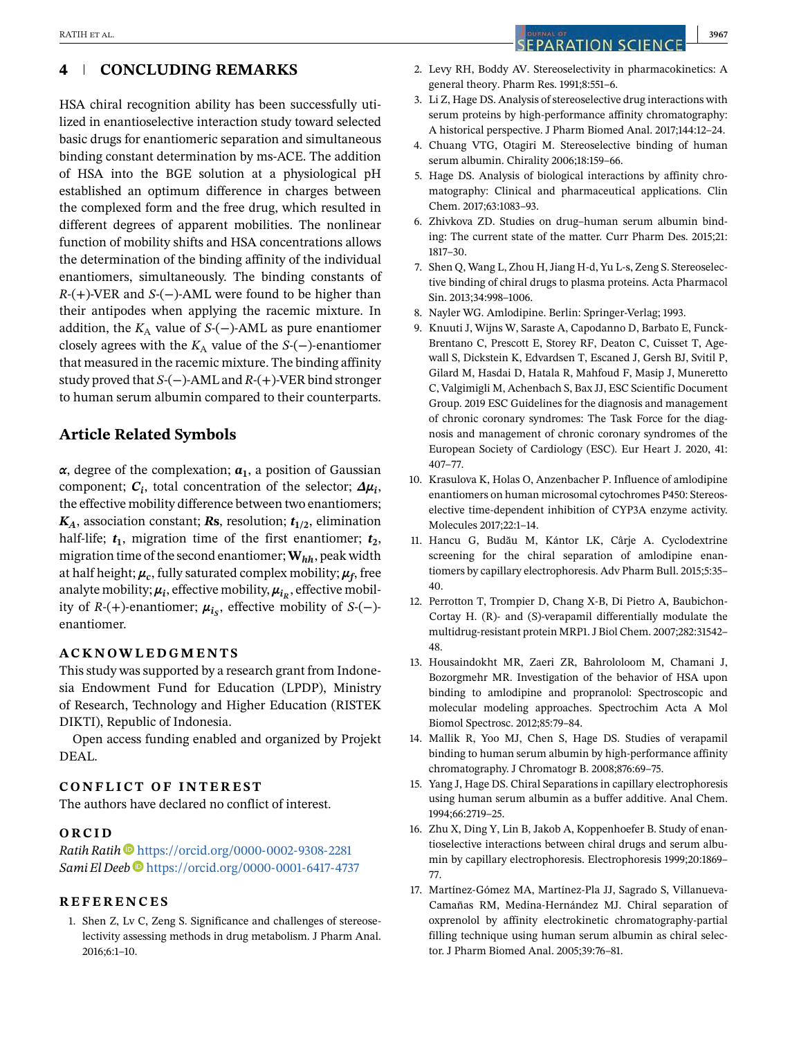## 4 | CONCLUDING REMARKS

HSA chiral recognition ability has been successfully utilized in enantioselective interaction study toward selected basic drugs for enantiomeric separation and simultaneous binding constant determination by ms-ACE. The addition of HSA into the BGE solution at a physiological pH established an optimum difference in charges between the complexed form and the free drug, which resulted in different degrees of apparent mobilities. The nonlinear function of mobility shifts and HSA concentrations allows the determination of the binding affinity of the individual enantiomers, simultaneously. The binding constants of *R*-(+)-VER and *S*-(−)-AML were found to be higher than their antipodes when applying the racemic mixture. In addition, the $K_A$ value of *S*-(−)-AML as pure enantiomer closely agrees with the $K_A$ value of the *S*-(−)-enantiomer that measured in the racemic mixture. The binding affinity study proved that *S*-(−)-AML and *R*-(+)-VER bind stronger to human serum albumin compared to their counterparts.

## Article Related Symbols

$\boldsymbol{\alpha}$, degree of the complexation; $\boldsymbol{a_1}$, a position of Gaussian component; $\boldsymbol{C_i}$, total concentration of the selector; $\boldsymbol{\Delta\mu_i}$, the effective mobility difference between two enantiomers; $\boldsymbol{K_A}$, association constant; **Rs**, resolution; $\boldsymbol{t_{1/2}}$, elimination half-life; $\boldsymbol{t_1}$, migration time of the first enantiomer; $\boldsymbol{t_2}$, migration time of the second enantiomer; $\mathbf{W}_{hh}$, peak width at half height; $\boldsymbol{\mu_c}$, fully saturated complex mobility; $\boldsymbol{\mu_f}$, free analyte mobility; $\boldsymbol{\mu_i}$, effective mobility, $\boldsymbol{\mu_{i_R}}$, effective mobility of *R*-(+)-enantiomer; $\boldsymbol{\mu_{i_S}}$, effective mobility of *S*-(−)-enantiomer.

### ACKNOWLEDGMENTS

This study was supported by a research grant from Indonesia Endowment Fund for Education (LPDP), Ministry of Research, Technology and Higher Education (RISTEK DIKTI), Republic of Indonesia.

Open access funding enabled and organized by Projekt DEAL.

### CONFLICT OF INTEREST

The authors have declared no conflict of interest.

### ORCID

*Ratih Ratih* https://orcid.org/0000-0002-9308-2281
*Sami El Deeb* https://orcid.org/0000-0001-6417-4737

### REFERENCES

1. Shen Z, Lv C, Zeng S. Significance and challenges of stereoselectivity assessing methods in drug metabolism. J Pharm Anal. 2016;6:1–10.
2. Levy RH, Boddy AV. Stereoselectivity in pharmacokinetics: A general theory. Pharm Res. 1991;8:551–6.
3. Li Z, Hage DS. Analysis of stereoselective drug interactions with serum proteins by high-performance affinity chromatography: A historical perspective. J Pharm Biomed Anal. 2017;144:12–24.
4. Chuang VTG, Otagiri M. Stereoselective binding of human serum albumin. Chirality 2006;18:159–66.
5. Hage DS. Analysis of biological interactions by affinity chromatography: Clinical and pharmaceutical applications. Clin Chem. 2017;63:1083–93.
6. Zhivkova ZD. Studies on drug–human serum albumin binding: The current state of the matter. Curr Pharm Des. 2015;21:1817–30.
7. Shen Q, Wang L, Zhou H, Jiang H-d, Yu L-s, Zeng S. Stereoselective binding of chiral drugs to plasma proteins. Acta Pharmacol Sin. 2013;34:998–1006.
8. Nayler WG. Amlodipine. Berlin: Springer-Verlag; 1993.
9. Knuuti J, Wijns W, Saraste A, Capodanno D, Barbato E, Funck-Brentano C, Prescott E, Storey RF, Deaton C, Cuisset T, Agewall S, Dickstein K, Edvardsen T, Escaned J, Gersh BJ, Svitil P, Gilard M, Hasdai D, Hatala R, Mahfoud F, Masip J, Muneretto C, Valgimigli M, Achenbach S, Bax JJ, ESC Scientific Document Group. 2019 ESC Guidelines for the diagnosis and management of chronic coronary syndromes: The Task Force for the diagnosis and management of chronic coronary syndromes of the European Society of Cardiology (ESC). Eur Heart J. 2020, 41: 407–77.
10. Krasulova K, Holas O, Anzenbacher P. Influence of amlodipine enantiomers on human microsomal cytochromes P450: Stereoselective time-dependent inhibition of CYP3A enzyme activity. Molecules 2017;22:1–14.
11. Hancu G, Budău M, Kántor LK, Cârje A. Cyclodextrine screening for the chiral separation of amlodipine enantiomers by capillary electrophoresis. Adv Pharm Bull. 2015;5:35–40.
12. Perrotton T, Trompier D, Chang X-B, Di Pietro A, Baubichon-Cortay H. (R)- and (S)-verapamil differentially modulate the multidrug-resistant protein MRP1. J Biol Chem. 2007;282:31542–48.
13. Housaindokht MR, Zaeri ZR, Bahrololoom M, Chamani J, Bozorgmehr MR. Investigation of the behavior of HSA upon binding to amlodipine and propranolol: Spectroscopic and molecular modeling approaches. Spectrochim Acta A Mol Biomol Spectrosc. 2012;85:79–84.
14. Mallik R, Yoo MJ, Chen S, Hage DS. Studies of verapamil binding to human serum albumin by high-performance affinity chromatography. J Chromatogr B. 2008;876:69–75.
15. Yang J, Hage DS. Chiral Separations in capillary electrophoresis using human serum albumin as a buffer additive. Anal Chem. 1994;66:2719–25.
16. Zhu X, Ding Y, Lin B, Jakob A, Koppenhoefer B. Study of enantioselective interactions between chiral drugs and serum albumin by capillary electrophoresis. Electrophoresis 1999;20:1869–77.
17. Martínez-Gómez MA, Martínez-Pla JJ, Sagrado S, Villanueva-Camañas RM, Medina-Hernández MJ. Chiral separation of oxprenolol by affinity electrokinetic chromatography-partial filling technique using human serum albumin as chiral selector. J Pharm Biomed Anal. 2005;39:76–81.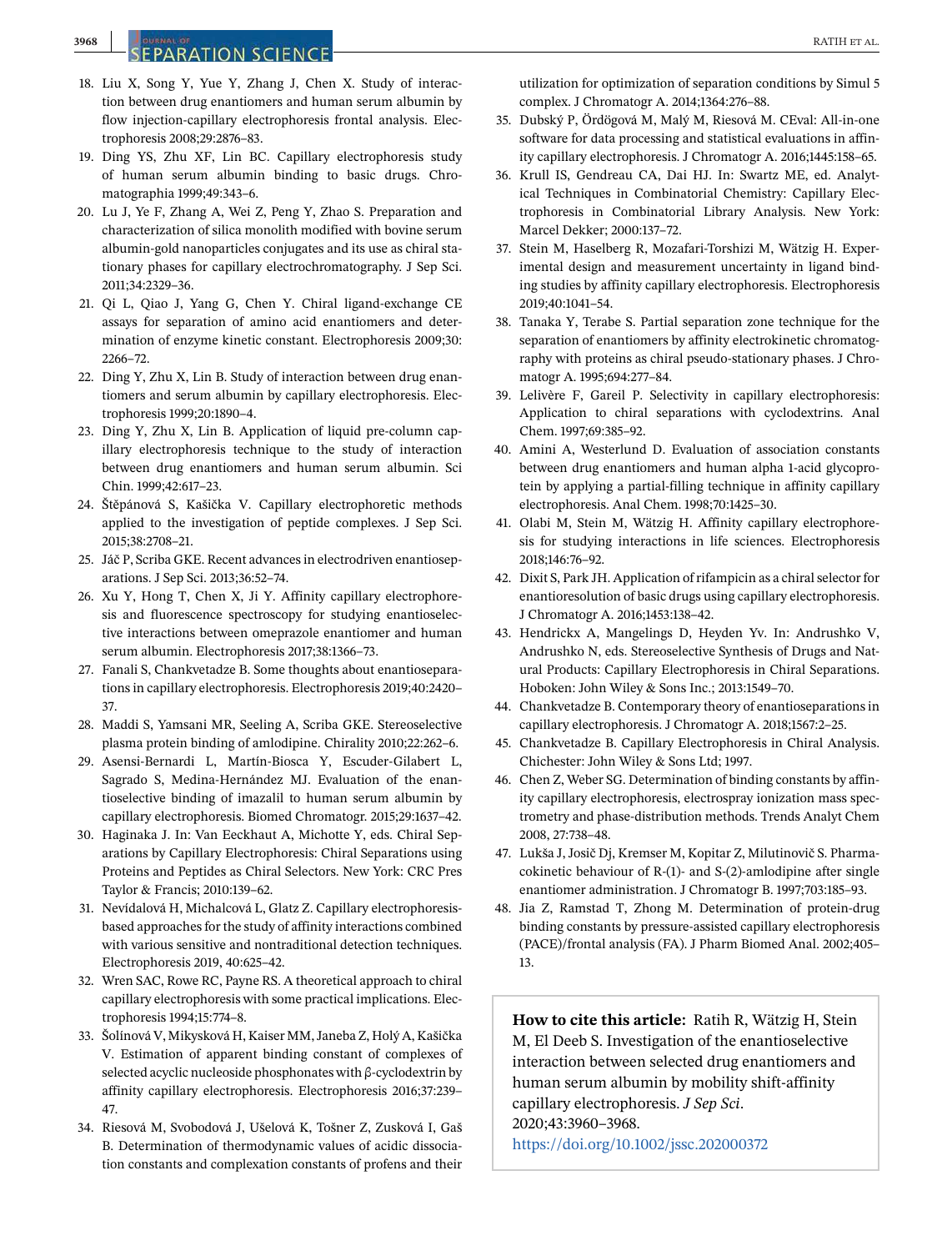18. Liu X, Song Y, Yue Y, Zhang J, Chen X. Study of interaction between drug enantiomers and human serum albumin by flow injection-capillary electrophoresis frontal analysis. Electrophoresis 2008;29:2876–83.
19. Ding YS, Zhu XF, Lin BC. Capillary electrophoresis study of human serum albumin binding to basic drugs. Chromatographia 1999;49:343–6.
20. Lu J, Ye F, Zhang A, Wei Z, Peng Y, Zhao S. Preparation and characterization of silica monolith modified with bovine serum albumin-gold nanoparticles conjugates and its use as chiral stationary phases for capillary electrochromatography. J Sep Sci. 2011;34:2329–36.
21. Qi L, Qiao J, Yang G, Chen Y. Chiral ligand-exchange CE assays for separation of amino acid enantiomers and determination of enzyme kinetic constant. Electrophoresis 2009;30: 2266–72.
22. Ding Y, Zhu X, Lin B. Study of interaction between drug enantiomers and serum albumin by capillary electrophoresis. Electrophoresis 1999;20:1890–4.
23. Ding Y, Zhu X, Lin B. Application of liquid pre-column capillary electrophoresis technique to the study of interaction between drug enantiomers and human serum albumin. Sci Chin. 1999;42:617–23.
24. Štěpánová S, Kašička V. Capillary electrophoretic methods applied to the investigation of peptide complexes. J Sep Sci. 2015;38:2708–21.
25. Jáč P, Scriba GKE. Recent advances in electrodriven enantioseparations. J Sep Sci. 2013;36:52–74.
26. Xu Y, Hong T, Chen X, Ji Y. Affinity capillary electrophoresis and fluorescence spectroscopy for studying enantioselective interactions between omeprazole enantiomer and human serum albumin. Electrophoresis 2017;38:1366–73.
27. Fanali S, Chankvetadze B. Some thoughts about enantioseparations in capillary electrophoresis. Electrophoresis 2019;40:2420–37.
28. Maddi S, Yamsani MR, Seeling A, Scriba GKE. Stereoselective plasma protein binding of amlodipine. Chirality 2010;22:262–6.
29. Asensi-Bernardi L, Martín-Biosca Y, Escuder-Gilabert L, Sagrado S, Medina-Hernández MJ. Evaluation of the enantioselective binding of imazalil to human serum albumin by capillary electrophoresis. Biomed Chromatogr. 2015;29:1637–42.
30. Haginaka J. In: Van Eeckhaut A, Michotte Y, eds. Chiral Separations by Capillary Electrophoresis: Chiral Separations using Proteins and Peptides as Chiral Selectors. New York: CRC Pres Taylor & Francis; 2010:139–62.
31. Nevídalová H, Michalcová L, Glatz Z. Capillary electrophoresis-based approaches for the study of affinity interactions combined with various sensitive and nontraditional detection techniques. Electrophoresis 2019, 40:625–42.
32. Wren SAC, Rowe RC, Payne RS. A theoretical approach to chiral capillary electrophoresis with some practical implications. Electrophoresis 1994;15:774–8.
33. Šolínová V, Mikysková H, Kaiser MM, Janeba Z, Holý A, Kašička V. Estimation of apparent binding constant of complexes of selected acyclic nucleoside phosphonates with β-cyclodextrin by affinity capillary electrophoresis. Electrophoresis 2016;37:239–47.
34. Riesová M, Svobodová J, Ušelová K, Tošner Z, Zusková I, Gaš B. Determination of thermodynamic values of acidic dissociation constants and complexation constants of profens and their utilization for optimization of separation conditions by Simul 5 complex. J Chromatogr A. 2014;1364:276–88.
35. Dubský P, Ördögová M, Malý M, Riesová M. CEval: All-in-one software for data processing and statistical evaluations in affinity capillary electrophoresis. J Chromatogr A. 2016;1445:158–65.
36. Krull IS, Gendreau CA, Dai HJ. In: Swartz ME, ed. Analytical Techniques in Combinatorial Chemistry: Capillary Electrophoresis in Combinatorial Library Analysis. New York: Marcel Dekker; 2000:137–72.
37. Stein M, Haselberg R, Mozafari-Torshizi M, Wätzig H. Experimental design and measurement uncertainty in ligand binding studies by affinity capillary electrophoresis. Electrophoresis 2019;40:1041–54.
38. Tanaka Y, Terabe S. Partial separation zone technique for the separation of enantiomers by affinity electrokinetic chromatography with proteins as chiral pseudo-stationary phases. J Chromatogr A. 1995;694:277–84.
39. Lelivère F, Gareil P. Selectivity in capillary electrophoresis: Application to chiral separations with cyclodextrins. Anal Chem. 1997;69:385–92.
40. Amini A, Westerlund D. Evaluation of association constants between drug enantiomers and human alpha 1-acid glycoprotein by applying a partial-filling technique in affinity capillary electrophoresis. Anal Chem. 1998;70:1425–30.
41. Olabi M, Stein M, Wätzig H. Affinity capillary electrophoresis for studying interactions in life sciences. Electrophoresis 2018;146:76–92.
42. Dixit S, Park JH. Application of rifampicin as a chiral selector for enantioresolution of basic drugs using capillary electrophoresis. J Chromatogr A. 2016;1453:138–42.
43. Hendrickx A, Mangelings D, Heyden Yv. In: Andrushko V, Andrushko N, eds. Stereoselective Synthesis of Drugs and Natural Products: Capillary Electrophoresis in Chiral Separations. Hoboken: John Wiley & Sons Inc.; 2013:1549–70.
44. Chankvetadze B. Contemporary theory of enantioseparations in capillary electrophoresis. J Chromatogr A. 2018;1567:2–25.
45. Chankvetadze B. Capillary Electrophoresis in Chiral Analysis. Chichester: John Wiley & Sons Ltd; 1997.
46. Chen Z, Weber SG. Determination of binding constants by affinity capillary electrophoresis, electrospray ionization mass spectrometry and phase-distribution methods. Trends Analyt Chem 2008, 27:738–48.
47. Lukša J, Josič Dj, Kremser M, Kopitar Z, Milutinovič S. Pharmacokinetic behaviour of R-(1)- and S-(2)-amlodipine after single enantiomer administration. J Chromatogr B. 1997;703:185–93.
48. Jia Z, Ramstad T, Zhong M. Determination of protein-drug binding constants by pressure-assisted capillary electrophoresis (PACE)/frontal analysis (FA). J Pharm Biomed Anal. 2002;405–13.

**How to cite this article:** Ratih R, Wätzig H, Stein M, El Deeb S. Investigation of the enantioselective interaction between selected drug enantiomers and human serum albumin by mobility shift-affinity capillary electrophoresis. *J Sep Sci*. 2020;43:3960–3968. https://doi.org/10.1002/jssc.202000372